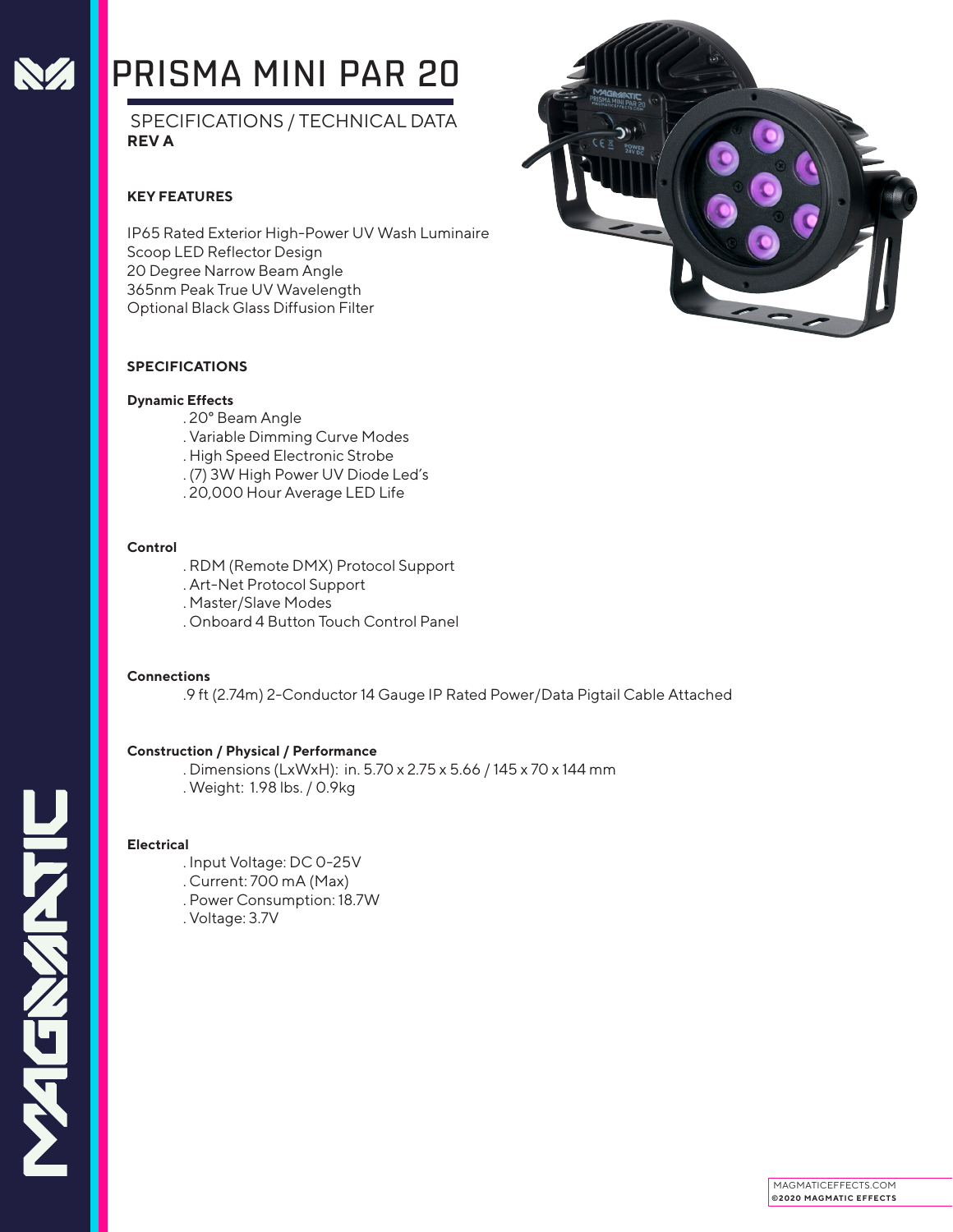# PRISMA MINI PAR 20

SPECIFICATIONS / TECHNICAL DATA
**REV A**

**KEY FEATURES**

IP65 Rated Exterior High-Power UV Wash Luminaire
Scoop LED Reflector Design
20 Degree Narrow Beam Angle
365nm Peak True UV Wavelength
Optional Black Glass Diffusion Filter

**SPECIFICATIONS**

**Dynamic Effects**

. 20° Beam Angle
. Variable Dimming Curve Modes
. High Speed Electronic Strobe
. (7) 3W High Power UV Diode Led's
. 20,000 Hour Average LED Life

**Control**

. RDM (Remote DMX) Protocol Support
. Art-Net Protocol Support
. Master/Slave Modes
. Onboard 4 Button Touch Control Panel

**Connections**

.9 ft (2.74m) 2-Conductor 14 Gauge IP Rated Power/Data Pigtail Cable Attached

**Construction / Physical / Performance**

. Dimensions (LxWxH): in. 5.70 x 2.75 x 5.66 / 145 x 70 x 144 mm
. Weight: 1.98 lbs. / 0.9kg

**Electrical**

. Input Voltage: DC 0-25V
. Current: 700 mA (Max)
. Power Consumption: 18.7W
. Voltage: 3.7V

MAGMATICEFFECTS.COM
©2020 MAGMATIC EFFECTS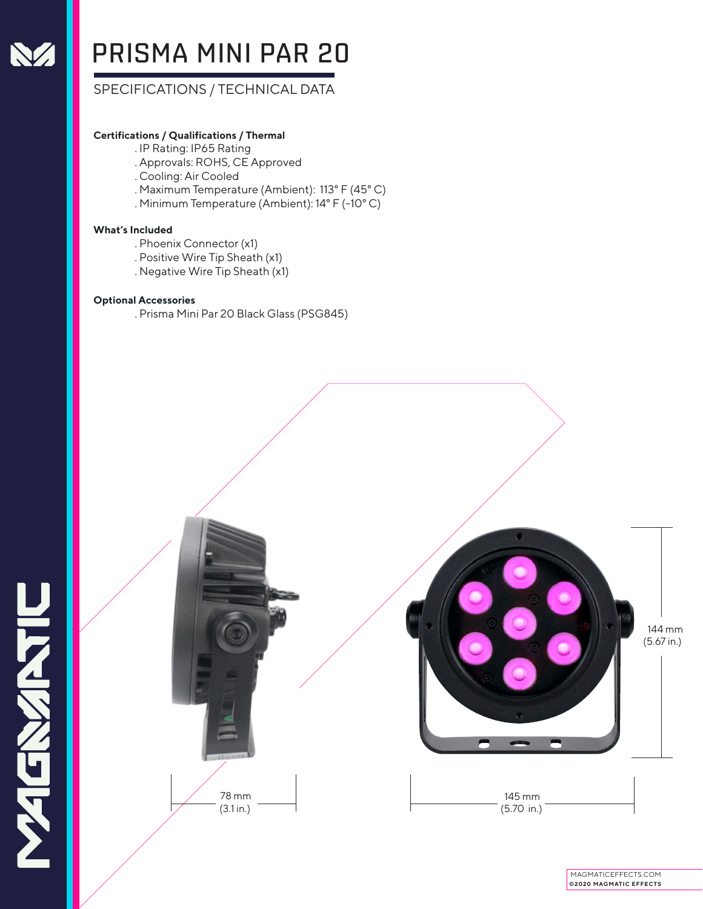# PRISMA MINI PAR 20

SPECIFICATIONS / TECHNICAL DATA

**Certifications / Qualifications / Thermal**

. IP Rating: IP65 Rating
. Approvals: ROHS, CE Approved
. Cooling: Air Cooled
. Maximum Temperature (Ambient): 113° F (45° C)
. Minimum Temperature (Ambient): 14° F (-10° C)

**What's Included**

. Phoenix Connector (x1)
. Positive Wire Tip Sheath (x1)
. Negative Wire Tip Sheath (x1)

**Optional Accessories**

. Prisma Mini Par 20 Black Glass (PSG845)

78 mm
(3.1 in.)

145 mm
(5.70 in.)

144 mm
(5.67 in.)

MAGMATICEFFECTS.COM
©2020 MAGMATIC EFFECTS